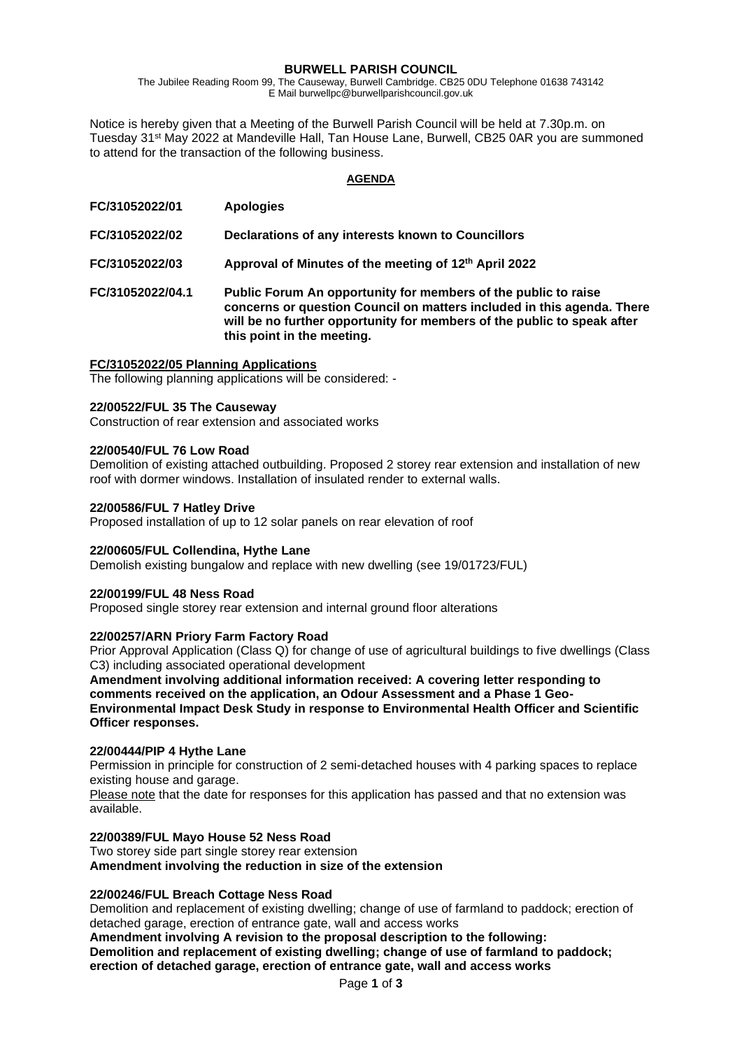**BURWELL PARISH COUNCIL**

The Jubilee Reading Room 99, The Causeway, Burwell Cambridge. CB25 0DU Telephone 01638 743142
E Mail burwellpc@burwellparishcouncil.gov.uk

Notice is hereby given that a Meeting of the Burwell Parish Council will be held at 7.30p.m. on Tuesday 31st May 2022 at Mandeville Hall, Tan House Lane, Burwell, CB25 0AR you are summoned to attend for the transaction of the following business.

**AGENDA**

**FC/31052022/01** **Apologies**

**FC/31052022/02** **Declarations of any interests known to Councillors**

**FC/31052022/03** **Approval of Minutes of the meeting of 12th April 2022**

**FC/31052022/04.1** **Public Forum An opportunity for members of the public to raise concerns or question Council on matters included in this agenda. There will be no further opportunity for members of the public to speak after this point in the meeting.**

**FC/31052022/05 Planning Applications**

The following planning applications will be considered: -

**22/00522/FUL 35 The Causeway**

Construction of rear extension and associated works

**22/00540/FUL 76 Low Road**

Demolition of existing attached outbuilding. Proposed 2 storey rear extension and installation of new roof with dormer windows. Installation of insulated render to external walls.

**22/00586/FUL 7 Hatley Drive**

Proposed installation of up to 12 solar panels on rear elevation of roof

**22/00605/FUL Collendina, Hythe Lane**

Demolish existing bungalow and replace with new dwelling (see 19/01723/FUL)

**22/00199/FUL 48 Ness Road**

Proposed single storey rear extension and internal ground floor alterations

**22/00257/ARN Priory Farm Factory Road**

Prior Approval Application (Class Q) for change of use of agricultural buildings to five dwellings (Class C3) including associated operational development

**Amendment involving additional information received: A covering letter responding to comments received on the application, an Odour Assessment and a Phase 1 Geo-Environmental Impact Desk Study in response to Environmental Health Officer and Scientific Officer responses.**

**22/00444/PIP 4 Hythe Lane**

Permission in principle for construction of 2 semi-detached houses with 4 parking spaces to replace existing house and garage.

Please note that the date for responses for this application has passed and that no extension was available.

**22/00389/FUL Mayo House 52 Ness Road**

Two storey side part single storey rear extension

**Amendment involving the reduction in size of the extension**

**22/00246/FUL Breach Cottage Ness Road**

Demolition and replacement of existing dwelling; change of use of farmland to paddock; erection of detached garage, erection of entrance gate, wall and access works

**Amendment involving A revision to the proposal description to the following: Demolition and replacement of existing dwelling; change of use of farmland to paddock; erection of detached garage, erection of entrance gate, wall and access works**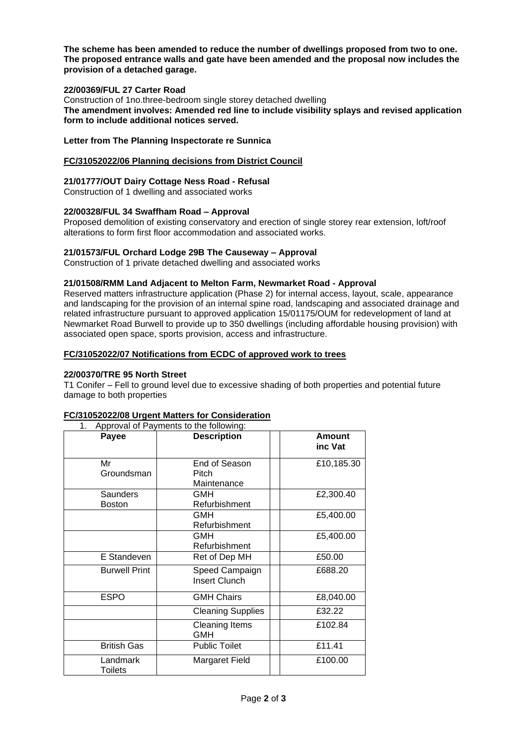**The scheme has been amended to reduce the number of dwellings proposed from two to one. The proposed entrance walls and gate have been amended and the proposal now includes the provision of a detached garage.**

**22/00369/FUL 27 Carter Road**
Construction of 1no.three-bedroom single storey detached dwelling
**The amendment involves: Amended red line to include visibility splays and revised application form to include additional notices served.**

**Letter from The Planning Inspectorate re Sunnica**

**FC/31052022/06 Planning decisions from District Council**

**21/01777/OUT Dairy Cottage Ness Road - Refusal**
Construction of 1 dwelling and associated works

**22/00328/FUL 34 Swaffham Road – Approval**
Proposed demolition of existing conservatory and erection of single storey rear extension, loft/roof alterations to form first floor accommodation and associated works.

**21/01573/FUL Orchard Lodge 29B The Causeway – Approval**
Construction of 1 private detached dwelling and associated works

**21/01508/RMM Land Adjacent to Melton Farm, Newmarket Road - Approval**
Reserved matters infrastructure application (Phase 2) for internal access, layout, scale, appearance and landscaping for the provision of an internal spine road, landscaping and associated drainage and related infrastructure pursuant to approved application 15/01175/OUM for redevelopment of land at Newmarket Road Burwell to provide up to 350 dwellings (including affordable housing provision) with associated open space, sports provision, access and infrastructure.

**FC/31052022/07 Notifications from ECDC of approved work to trees**

**22/00370/TRE 95 North Street**
T1 Conifer – Fell to ground level due to excessive shading of both properties and potential future damage to both properties

**FC/31052022/08 Urgent Matters for Consideration**

1. Approval of Payments to the following:

| Payee | Description | | Amount inc Vat |
|---|---|---|---|
| Mr Groundsman | End of Season Pitch Maintenance | | £10,185.30 |
| Saunders Boston | GMH Refurbishment | | £2,300.40 |
| | GMH Refurbishment | | £5,400.00 |
| | GMH Refurbishment | | £5,400.00 |
| E Standeven | Ret of Dep MH | | £50.00 |
| Burwell Print | Speed Campaign Insert Clunch | | £688.20 |
| ESPO | GMH Chairs | | £8,040.00 |
| | Cleaning Supplies | | £32.22 |
| | Cleaning Items GMH | | £102.84 |
| British Gas | Public Toilet | | £11.41 |
| Landmark Toilets | Margaret Field | | £100.00 |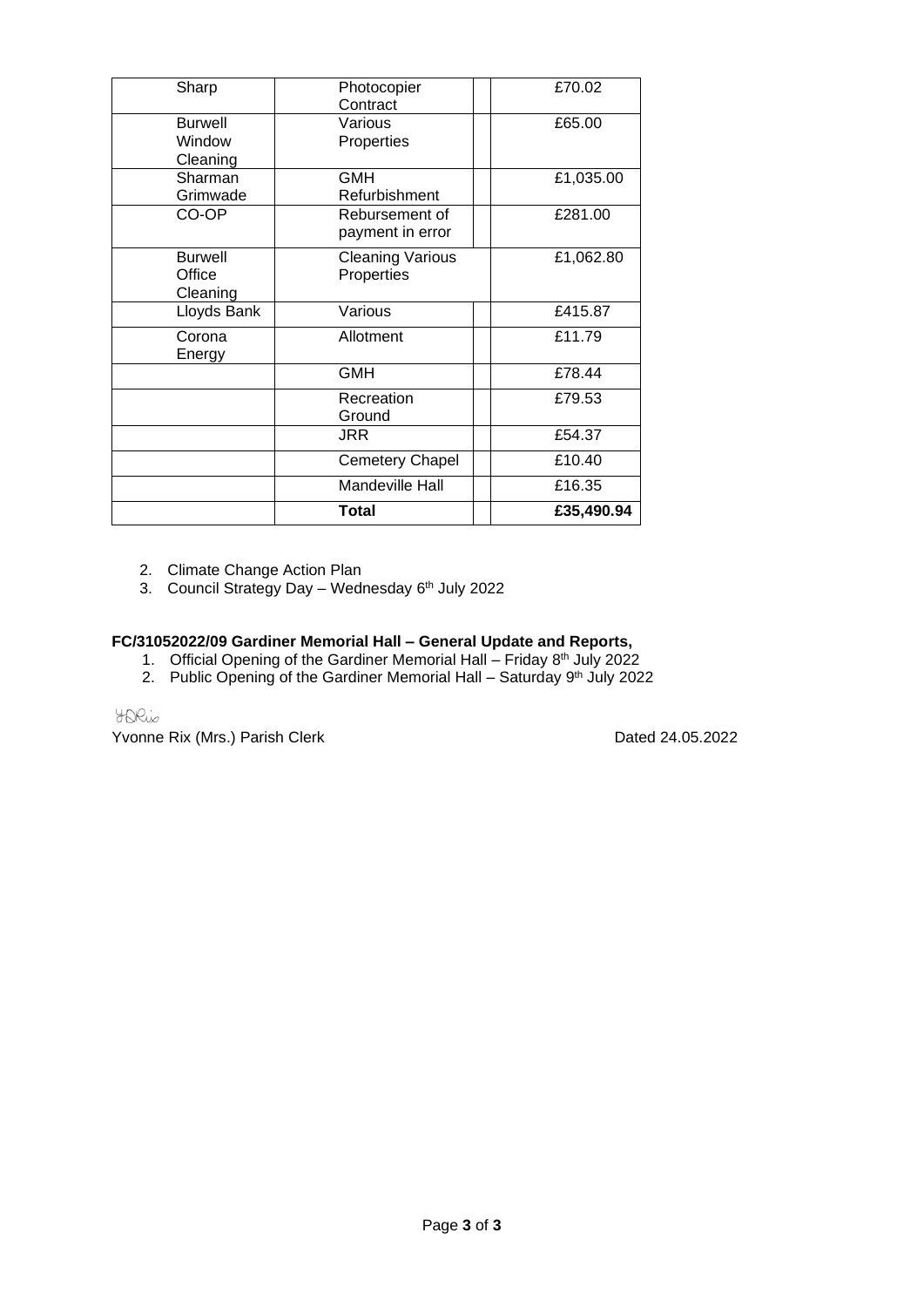| | | | |
|---|---|---|---|
| Sharp | Photocopier Contract | | £70.02 |
| Burwell Window Cleaning | Various Properties | | £65.00 |
| Sharman Grimwade | GMH Refurbishment | | £1,035.00 |
| CO-OP | Rebursement of payment in error | | £281.00 |
| Burwell Office Cleaning | Cleaning Various Properties | | £1,062.80 |
| Lloyds Bank | Various | | £415.87 |
| Corona Energy | Allotment | | £11.79 |
| | GMH | | £78.44 |
| | Recreation Ground | | £79.53 |
| | JRR | | £54.37 |
| | Cemetery Chapel | | £10.40 |
| | Mandeville Hall | | £16.35 |
| | **Total** | | **£35,490.94** |

2. Climate Change Action Plan
3. Council Strategy Day – Wednesday 6th July 2022

**FC/31052022/09 Gardiner Memorial Hall – General Update and Reports,**

1. Official Opening of the Gardiner Memorial Hall – Friday 8th July 2022
2. Public Opening of the Gardiner Memorial Hall – Saturday 9th July 2022

YDRix

Yvonne Rix (Mrs.) Parish Clerk

Dated 24.05.2022